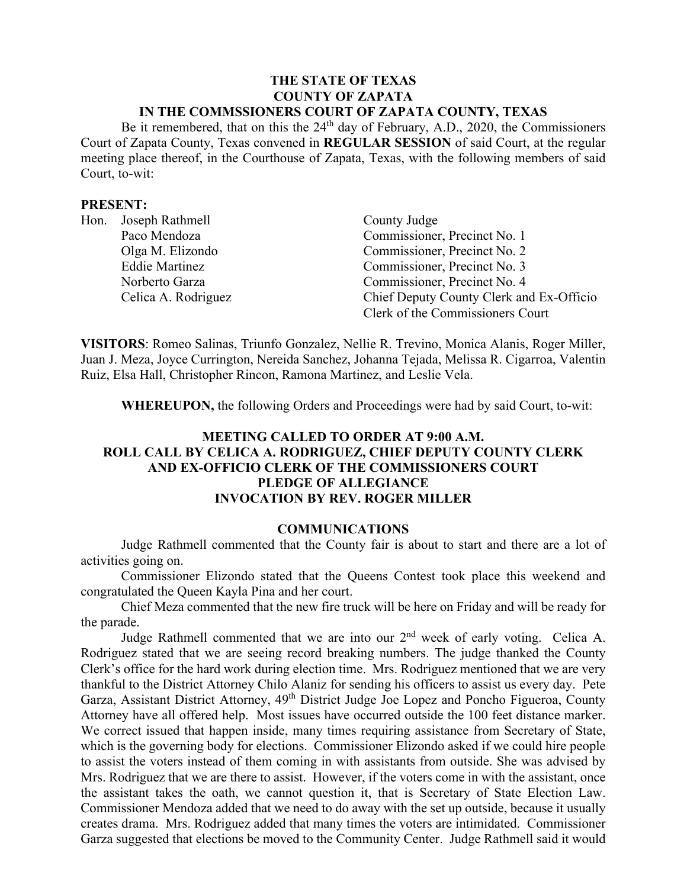**THE STATE OF TEXAS**
**COUNTY OF ZAPATA**
**IN THE COMMSSIONERS COURT OF ZAPATA COUNTY, TEXAS**

Be it remembered, that on this the 24th day of February, A.D., 2020, the Commissioners Court of Zapata County, Texas convened in **REGULAR SESSION** of said Court, at the regular meeting place thereof, in the Courthouse of Zapata, Texas, with the following members of said Court, to-wit:

**PRESENT:**

| | | |
|---|---|---|
| Hon. | Joseph Rathmell | County Judge |
| | Paco Mendoza | Commissioner, Precinct No. 1 |
| | Olga M. Elizondo | Commissioner, Precinct No. 2 |
| | Eddie Martinez | Commissioner, Precinct No. 3 |
| | Norberto Garza | Commissioner, Precinct No. 4 |
| | Celica A. Rodriguez | Chief Deputy County Clerk and Ex-Officio Clerk of the Commissioners Court |

**VISITORS**: Romeo Salinas, Triunfo Gonzalez, Nellie R. Trevino, Monica Alanis, Roger Miller, Juan J. Meza, Joyce Currington, Nereida Sanchez, Johanna Tejada, Melissa R. Cigarroa, Valentin Ruiz, Elsa Hall, Christopher Rincon, Ramona Martinez, and Leslie Vela.

**WHEREUPON,** the following Orders and Proceedings were had by said Court, to-wit:

**MEETING CALLED TO ORDER AT 9:00 A.M.**
**ROLL CALL BY CELICA A. RODRIGUEZ, CHIEF DEPUTY COUNTY CLERK AND EX-OFFICIO CLERK OF THE COMMISSIONERS COURT**
**PLEDGE OF ALLEGIANCE**
**INVOCATION BY REV. ROGER MILLER**

**COMMUNICATIONS**

Judge Rathmell commented that the County fair is about to start and there are a lot of activities going on.

Commissioner Elizondo stated that the Queens Contest took place this weekend and congratulated the Queen Kayla Pina and her court.

Chief Meza commented that the new fire truck will be here on Friday and will be ready for the parade.

Judge Rathmell commented that we are into our 2nd week of early voting. Celica A. Rodriguez stated that we are seeing record breaking numbers. The judge thanked the County Clerk's office for the hard work during election time. Mrs. Rodriguez mentioned that we are very thankful to the District Attorney Chilo Alaniz for sending his officers to assist us every day. Pete Garza, Assistant District Attorney, 49th District Judge Joe Lopez and Poncho Figueroa, County Attorney have all offered help. Most issues have occurred outside the 100 feet distance marker. We correct issued that happen inside, many times requiring assistance from Secretary of State, which is the governing body for elections. Commissioner Elizondo asked if we could hire people to assist the voters instead of them coming in with assistants from outside. She was advised by Mrs. Rodriguez that we are there to assist. However, if the voters come in with the assistant, once the assistant takes the oath, we cannot question it, that is Secretary of State Election Law. Commissioner Mendoza added that we need to do away with the set up outside, because it usually creates drama. Mrs. Rodriguez added that many times the voters are intimidated. Commissioner Garza suggested that elections be moved to the Community Center. Judge Rathmell said it would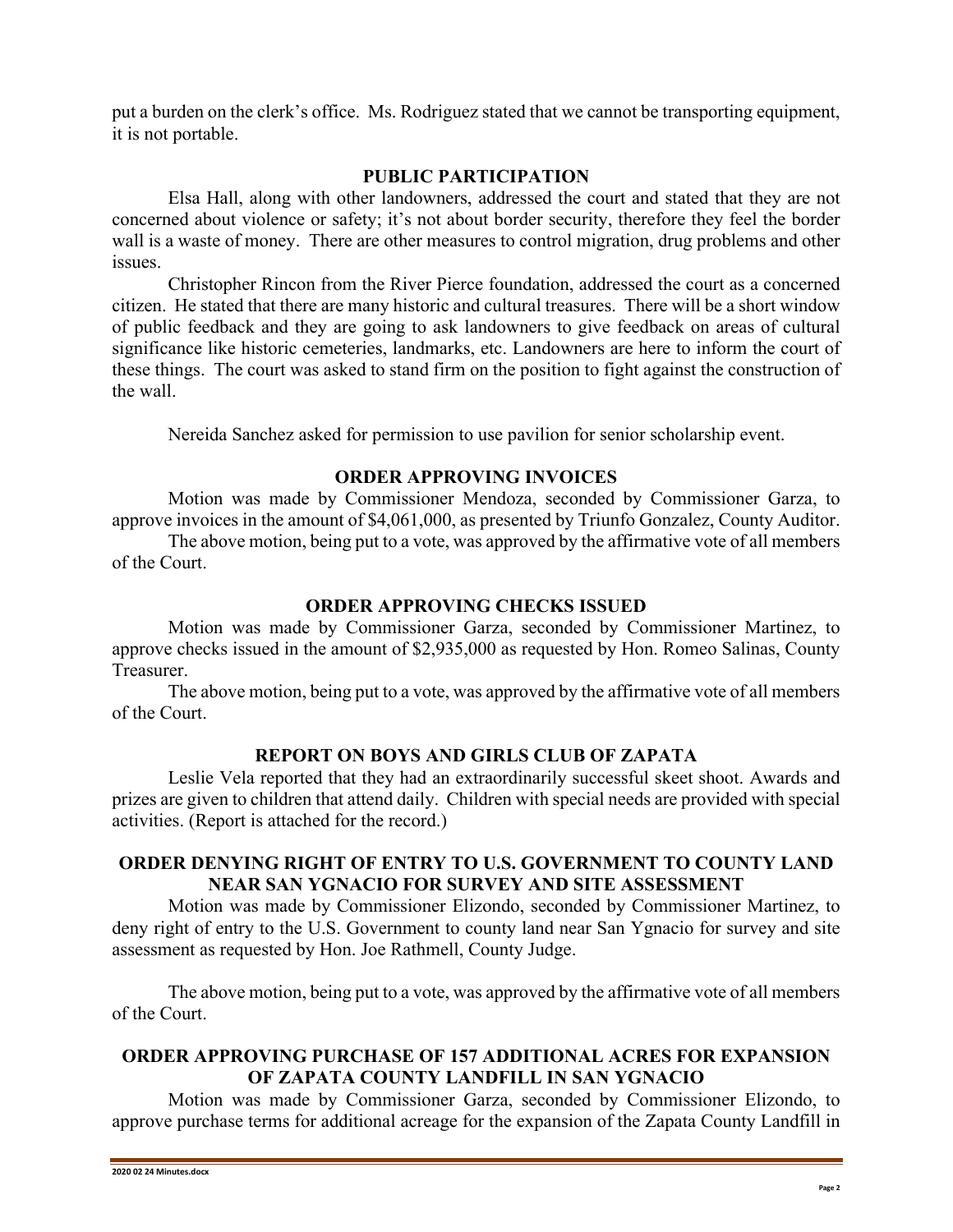put a burden on the clerk's office. Ms. Rodriguez stated that we cannot be transporting equipment, it is not portable.

## PUBLIC PARTICIPATION

Elsa Hall, along with other landowners, addressed the court and stated that they are not concerned about violence or safety; it's not about border security, therefore they feel the border wall is a waste of money. There are other measures to control migration, drug problems and other issues.

Christopher Rincon from the River Pierce foundation, addressed the court as a concerned citizen. He stated that there are many historic and cultural treasures. There will be a short window of public feedback and they are going to ask landowners to give feedback on areas of cultural significance like historic cemeteries, landmarks, etc. Landowners are here to inform the court of these things. The court was asked to stand firm on the position to fight against the construction of the wall.

Nereida Sanchez asked for permission to use pavilion for senior scholarship event.

## ORDER APPROVING INVOICES

Motion was made by Commissioner Mendoza, seconded by Commissioner Garza, to approve invoices in the amount of $4,061,000, as presented by Triunfo Gonzalez, County Auditor.

The above motion, being put to a vote, was approved by the affirmative vote of all members of the Court.

## ORDER APPROVING CHECKS ISSUED

Motion was made by Commissioner Garza, seconded by Commissioner Martinez, to approve checks issued in the amount of $2,935,000 as requested by Hon. Romeo Salinas, County Treasurer.

The above motion, being put to a vote, was approved by the affirmative vote of all members of the Court.

## REPORT ON BOYS AND GIRLS CLUB OF ZAPATA

Leslie Vela reported that they had an extraordinarily successful skeet shoot. Awards and prizes are given to children that attend daily. Children with special needs are provided with special activities. (Report is attached for the record.)

## ORDER DENYING RIGHT OF ENTRY TO U.S. GOVERNMENT TO COUNTY LAND NEAR SAN YGNACIO FOR SURVEY AND SITE ASSESSMENT

Motion was made by Commissioner Elizondo, seconded by Commissioner Martinez, to deny right of entry to the U.S. Government to county land near San Ygnacio for survey and site assessment as requested by Hon. Joe Rathmell, County Judge.

The above motion, being put to a vote, was approved by the affirmative vote of all members of the Court.

## ORDER APPROVING PURCHASE OF 157 ADDITIONAL ACRES FOR EXPANSION OF ZAPATA COUNTY LANDFILL IN SAN YGNACIO

Motion was made by Commissioner Garza, seconded by Commissioner Elizondo, to approve purchase terms for additional acreage for the expansion of the Zapata County Landfill in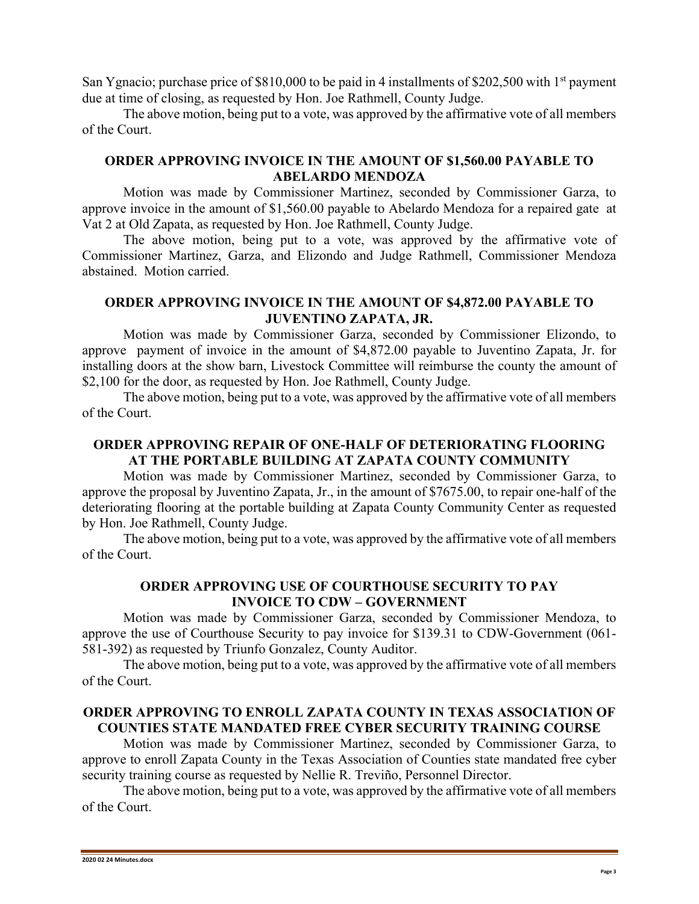San Ygnacio; purchase price of $810,000 to be paid in 4 installments of $202,500 with 1st payment due at time of closing, as requested by Hon. Joe Rathmell, County Judge.

The above motion, being put to a vote, was approved by the affirmative vote of all members of the Court.

**ORDER APPROVING INVOICE IN THE AMOUNT OF $1,560.00 PAYABLE TO ABELARDO MENDOZA**

Motion was made by Commissioner Martinez, seconded by Commissioner Garza, to approve invoice in the amount of $1,560.00 payable to Abelardo Mendoza for a repaired gate at Vat 2 at Old Zapata, as requested by Hon. Joe Rathmell, County Judge.

The above motion, being put to a vote, was approved by the affirmative vote of Commissioner Martinez, Garza, and Elizondo and Judge Rathmell, Commissioner Mendoza abstained. Motion carried.

**ORDER APPROVING INVOICE IN THE AMOUNT OF $4,872.00 PAYABLE TO JUVENTINO ZAPATA, JR.**

Motion was made by Commissioner Garza, seconded by Commissioner Elizondo, to approve payment of invoice in the amount of $4,872.00 payable to Juventino Zapata, Jr. for installing doors at the show barn, Livestock Committee will reimburse the county the amount of $2,100 for the door, as requested by Hon. Joe Rathmell, County Judge.

The above motion, being put to a vote, was approved by the affirmative vote of all members of the Court.

**ORDER APPROVING REPAIR OF ONE-HALF OF DETERIORATING FLOORING AT THE PORTABLE BUILDING AT ZAPATA COUNTY COMMUNITY**

Motion was made by Commissioner Martinez, seconded by Commissioner Garza, to approve the proposal by Juventino Zapata, Jr., in the amount of $7675.00, to repair one-half of the deteriorating flooring at the portable building at Zapata County Community Center as requested by Hon. Joe Rathmell, County Judge.

The above motion, being put to a vote, was approved by the affirmative vote of all members of the Court.

**ORDER APPROVING USE OF COURTHOUSE SECURITY TO PAY INVOICE TO CDW – GOVERNMENT**

Motion was made by Commissioner Garza, seconded by Commissioner Mendoza, to approve the use of Courthouse Security to pay invoice for $139.31 to CDW-Government (061-581-392) as requested by Triunfo Gonzalez, County Auditor.

The above motion, being put to a vote, was approved by the affirmative vote of all members of the Court.

**ORDER APPROVING TO ENROLL ZAPATA COUNTY IN TEXAS ASSOCIATION OF COUNTIES STATE MANDATED FREE CYBER SECURITY TRAINING COURSE**

Motion was made by Commissioner Martinez, seconded by Commissioner Garza, to approve to enroll Zapata County in the Texas Association of Counties state mandated free cyber security training course as requested by Nellie R. Treviño, Personnel Director.

The above motion, being put to a vote, was approved by the affirmative vote of all members of the Court.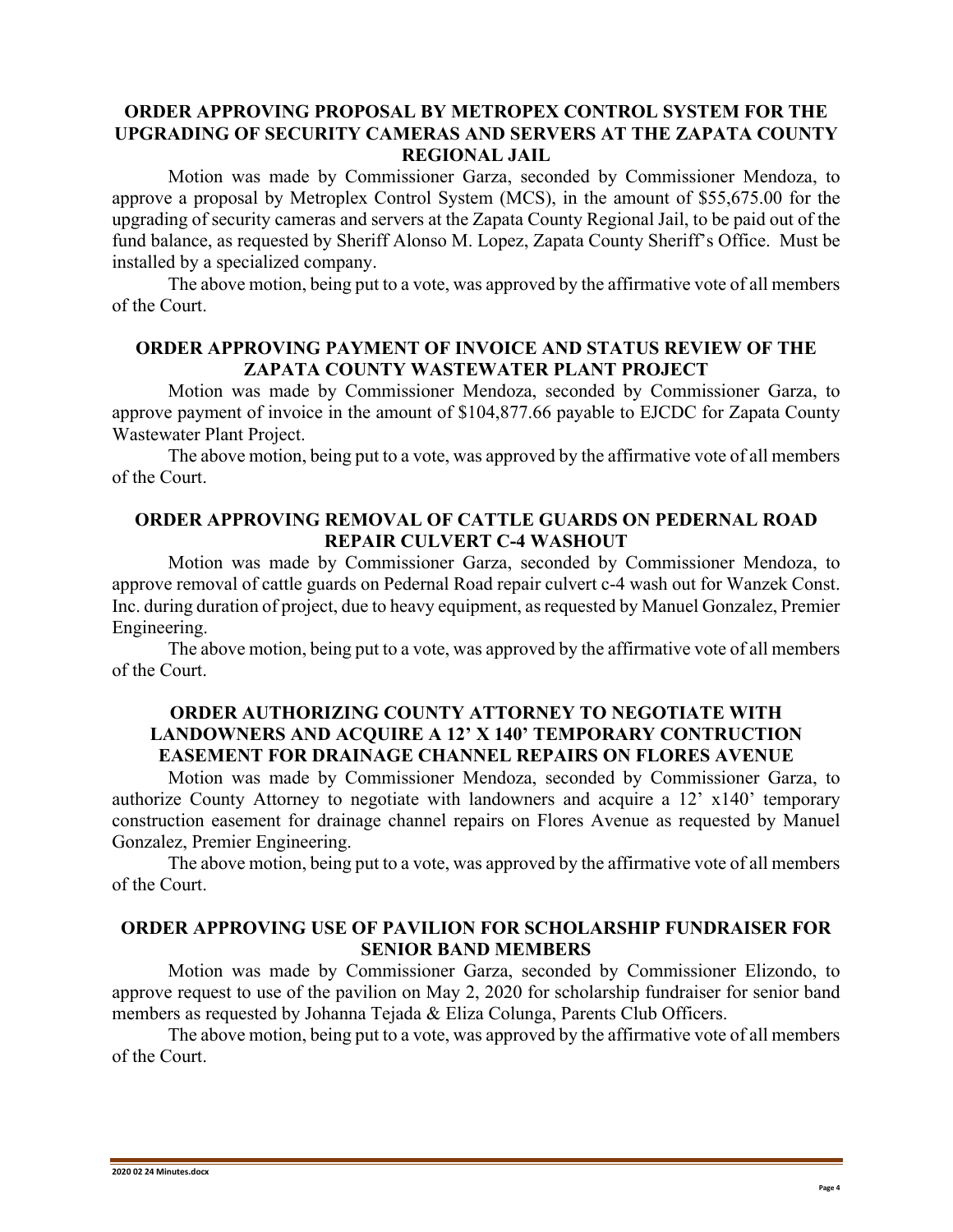**ORDER APPROVING PROPOSAL BY METROPEX CONTROL SYSTEM FOR THE UPGRADING OF SECURITY CAMERAS AND SERVERS AT THE ZAPATA COUNTY REGIONAL JAIL**

Motion was made by Commissioner Garza, seconded by Commissioner Mendoza, to approve a proposal by Metroplex Control System (MCS), in the amount of $55,675.00 for the upgrading of security cameras and servers at the Zapata County Regional Jail, to be paid out of the fund balance, as requested by Sheriff Alonso M. Lopez, Zapata County Sheriff's Office. Must be installed by a specialized company.

The above motion, being put to a vote, was approved by the affirmative vote of all members of the Court.

**ORDER APPROVING PAYMENT OF INVOICE AND STATUS REVIEW OF THE ZAPATA COUNTY WASTEWATER PLANT PROJECT**

Motion was made by Commissioner Mendoza, seconded by Commissioner Garza, to approve payment of invoice in the amount of $104,877.66 payable to EJCDC for Zapata County Wastewater Plant Project.

The above motion, being put to a vote, was approved by the affirmative vote of all members of the Court.

**ORDER APPROVING REMOVAL OF CATTLE GUARDS ON PEDERNAL ROAD REPAIR CULVERT C-4 WASHOUT**

Motion was made by Commissioner Garza, seconded by Commissioner Mendoza, to approve removal of cattle guards on Pedernal Road repair culvert c-4 wash out for Wanzek Const. Inc. during duration of project, due to heavy equipment, as requested by Manuel Gonzalez, Premier Engineering.

The above motion, being put to a vote, was approved by the affirmative vote of all members of the Court.

**ORDER AUTHORIZING COUNTY ATTORNEY TO NEGOTIATE WITH LANDOWNERS AND ACQUIRE A 12' X 140' TEMPORARY CONTRUCTION EASEMENT FOR DRAINAGE CHANNEL REPAIRS ON FLORES AVENUE**

Motion was made by Commissioner Mendoza, seconded by Commissioner Garza, to authorize County Attorney to negotiate with landowners and acquire a 12' x140' temporary construction easement for drainage channel repairs on Flores Avenue as requested by Manuel Gonzalez, Premier Engineering.

The above motion, being put to a vote, was approved by the affirmative vote of all members of the Court.

**ORDER APPROVING USE OF PAVILION FOR SCHOLARSHIP FUNDRAISER FOR SENIOR BAND MEMBERS**

Motion was made by Commissioner Garza, seconded by Commissioner Elizondo, to approve request to use of the pavilion on May 2, 2020 for scholarship fundraiser for senior band members as requested by Johanna Tejada & Eliza Colunga, Parents Club Officers.

The above motion, being put to a vote, was approved by the affirmative vote of all members of the Court.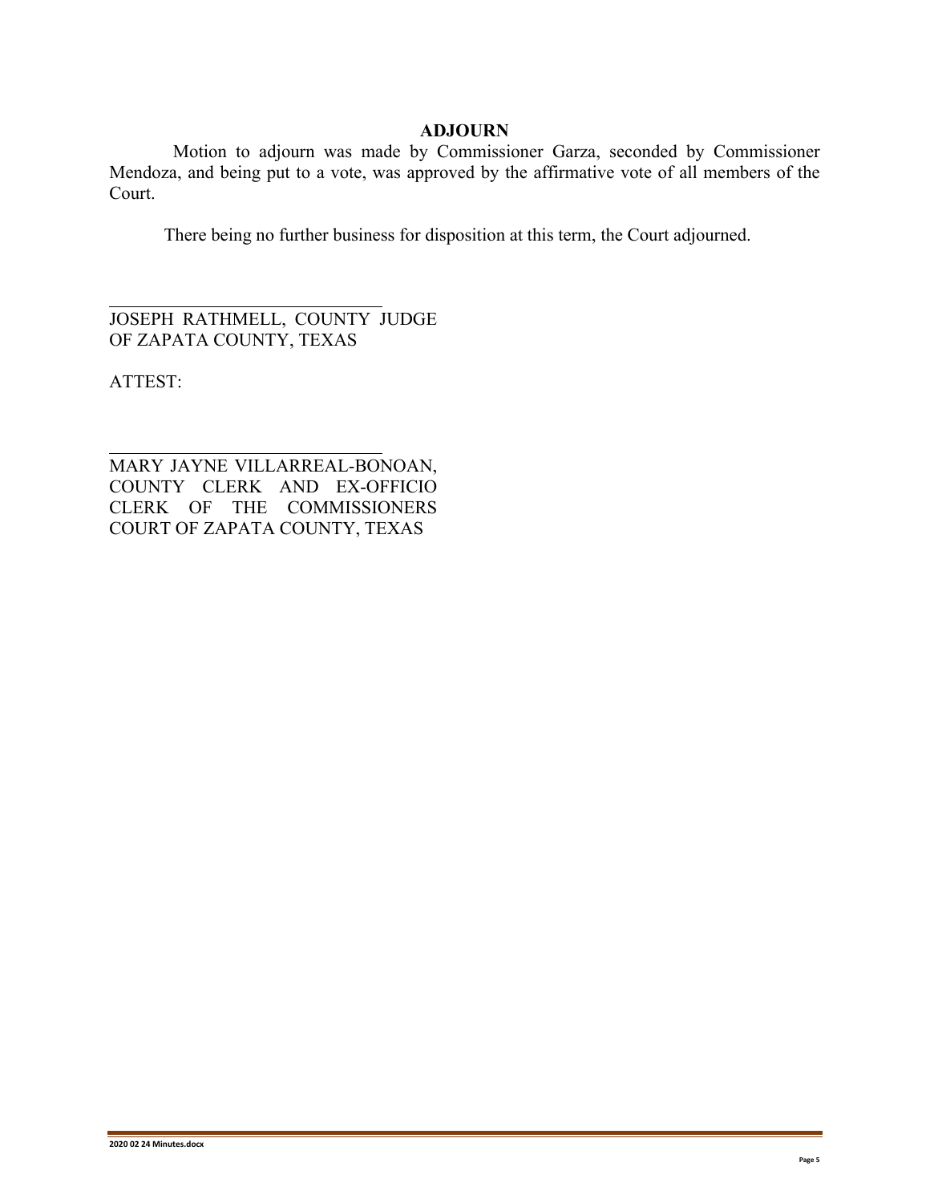## ADJOURN

Motion to adjourn was made by Commissioner Garza, seconded by Commissioner Mendoza, and being put to a vote, was approved by the affirmative vote of all members of the Court.

There being no further business for disposition at this term, the Court adjourned.

\_\_\_\_\_\_\_\_\_\_\_\_\_\_\_\_\_\_\_\_\_\_\_\_\_\_\_\_\_\_

JOSEPH RATHMELL, COUNTY JUDGE OF ZAPATA COUNTY, TEXAS

ATTEST:

\_\_\_\_\_\_\_\_\_\_\_\_\_\_\_\_\_\_\_\_\_\_\_\_\_\_\_\_\_\_

MARY JAYNE VILLARREAL-BONOAN, COUNTY CLERK AND EX-OFFICIO CLERK OF THE COMMISSIONERS COURT OF ZAPATA COUNTY, TEXAS